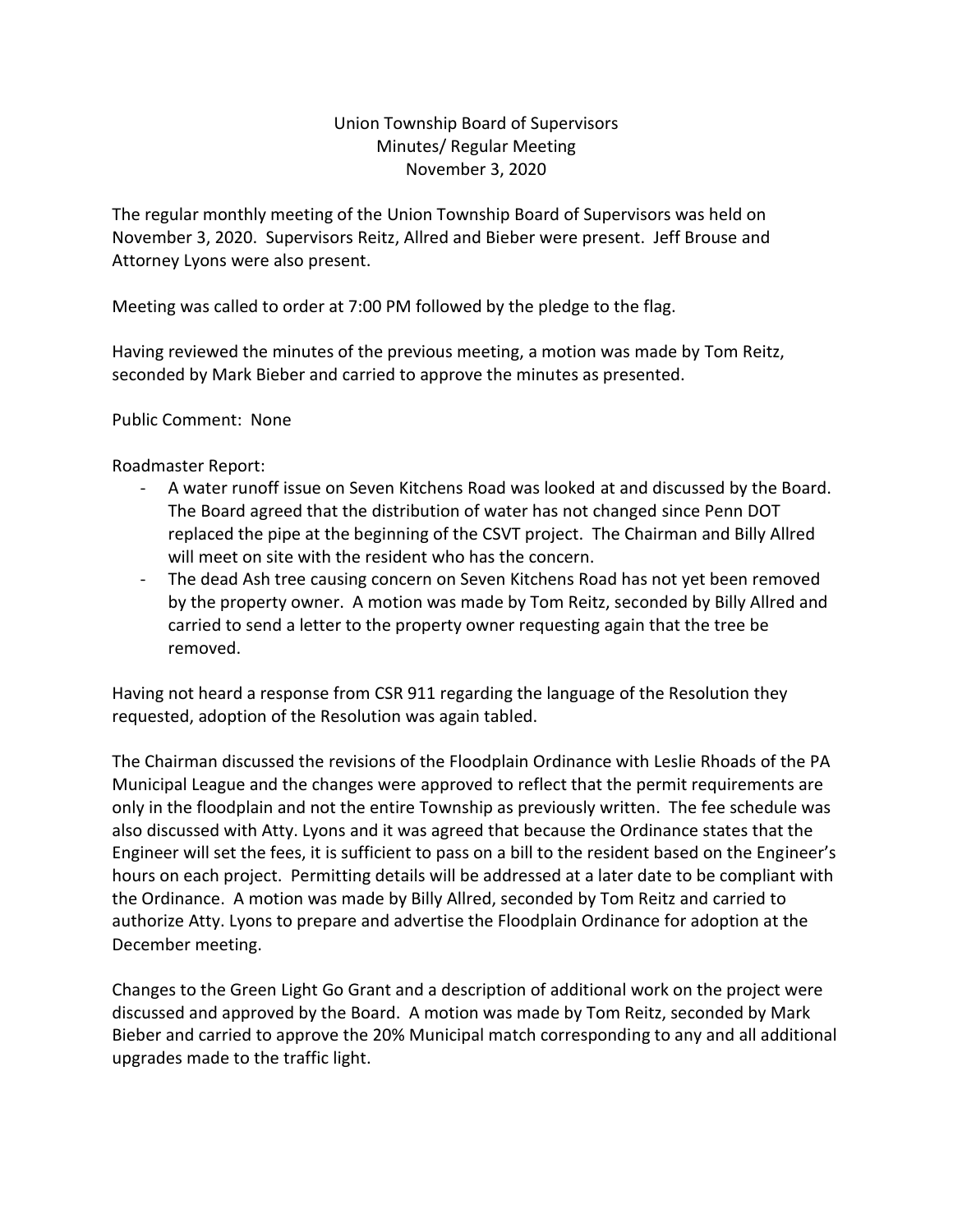# Union Township Board of Supervisors
## Minutes/ Regular Meeting
## November 3, 2020

The regular monthly meeting of the Union Township Board of Supervisors was held on November 3, 2020. Supervisors Reitz, Allred and Bieber were present. Jeff Brouse and Attorney Lyons were also present.

Meeting was called to order at 7:00 PM followed by the pledge to the flag.

Having reviewed the minutes of the previous meeting, a motion was made by Tom Reitz, seconded by Mark Bieber and carried to approve the minutes as presented.

Public Comment: None

Roadmaster Report:

- A water runoff issue on Seven Kitchens Road was looked at and discussed by the Board. The Board agreed that the distribution of water has not changed since Penn DOT replaced the pipe at the beginning of the CSVT project. The Chairman and Billy Allred will meet on site with the resident who has the concern.
- The dead Ash tree causing concern on Seven Kitchens Road has not yet been removed by the property owner. A motion was made by Tom Reitz, seconded by Billy Allred and carried to send a letter to the property owner requesting again that the tree be removed.

Having not heard a response from CSR 911 regarding the language of the Resolution they requested, adoption of the Resolution was again tabled.

The Chairman discussed the revisions of the Floodplain Ordinance with Leslie Rhoads of the PA Municipal League and the changes were approved to reflect that the permit requirements are only in the floodplain and not the entire Township as previously written. The fee schedule was also discussed with Atty. Lyons and it was agreed that because the Ordinance states that the Engineer will set the fees, it is sufficient to pass on a bill to the resident based on the Engineer's hours on each project. Permitting details will be addressed at a later date to be compliant with the Ordinance. A motion was made by Billy Allred, seconded by Tom Reitz and carried to authorize Atty. Lyons to prepare and advertise the Floodplain Ordinance for adoption at the December meeting.

Changes to the Green Light Go Grant and a description of additional work on the project were discussed and approved by the Board. A motion was made by Tom Reitz, seconded by Mark Bieber and carried to approve the 20% Municipal match corresponding to any and all additional upgrades made to the traffic light.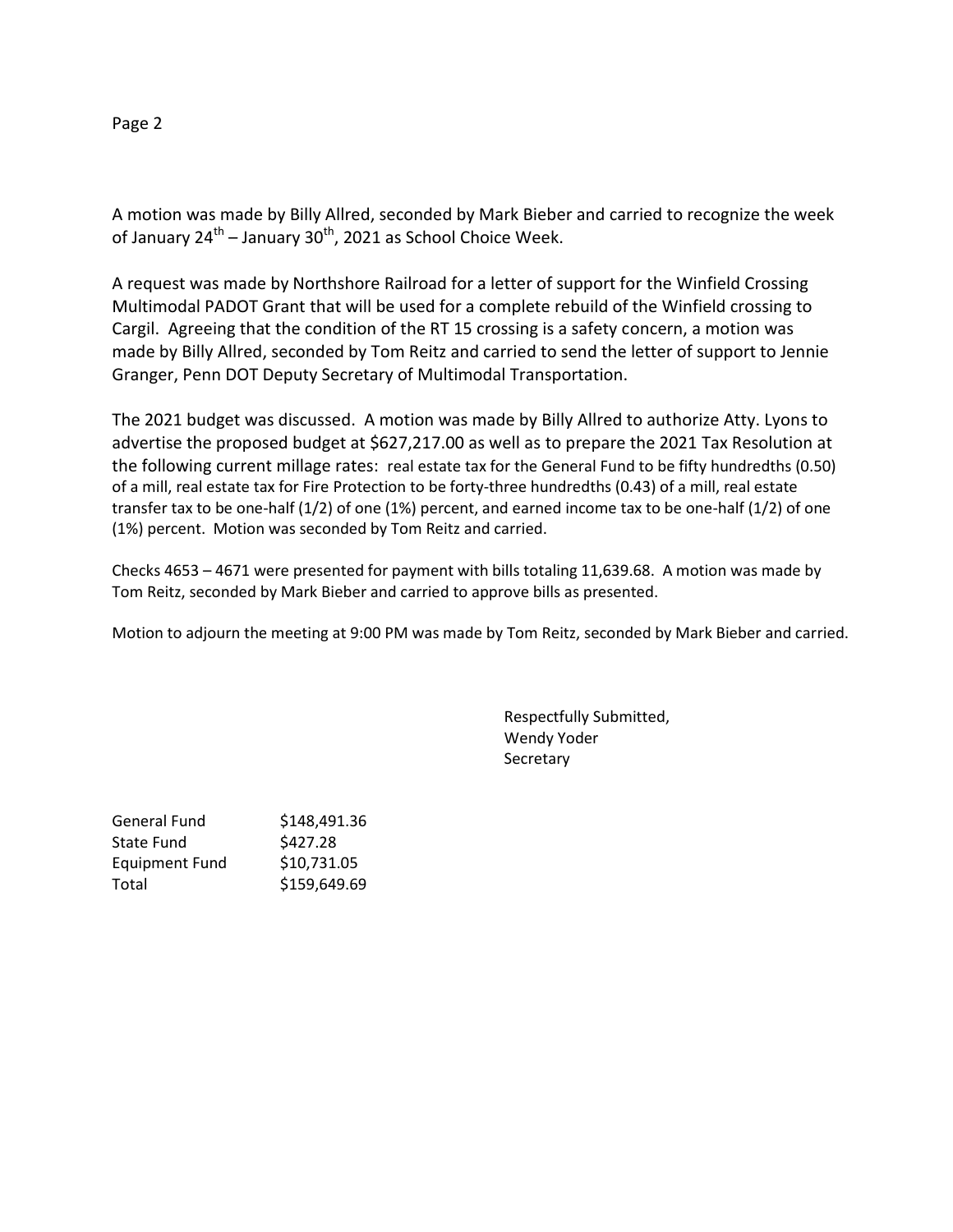A motion was made by Billy Allred, seconded by Mark Bieber and carried to recognize the week of January 24th – January 30th, 2021 as School Choice Week.

A request was made by Northshore Railroad for a letter of support for the Winfield Crossing Multimodal PADOT Grant that will be used for a complete rebuild of the Winfield crossing to Cargil. Agreeing that the condition of the RT 15 crossing is a safety concern, a motion was made by Billy Allred, seconded by Tom Reitz and carried to send the letter of support to Jennie Granger, Penn DOT Deputy Secretary of Multimodal Transportation.

The 2021 budget was discussed. A motion was made by Billy Allred to authorize Atty. Lyons to advertise the proposed budget at $627,217.00 as well as to prepare the 2021 Tax Resolution at the following current millage rates: real estate tax for the General Fund to be fifty hundredths (0.50) of a mill, real estate tax for Fire Protection to be forty-three hundredths (0.43) of a mill, real estate transfer tax to be one-half (1/2) of one (1%) percent, and earned income tax to be one-half (1/2) of one (1%) percent. Motion was seconded by Tom Reitz and carried.

Checks 4653 – 4671 were presented for payment with bills totaling 11,639.68. A motion was made by Tom Reitz, seconded by Mark Bieber and carried to approve bills as presented.

Motion to adjourn the meeting at 9:00 PM was made by Tom Reitz, seconded by Mark Bieber and carried.

Respectfully Submitted,
Wendy Yoder
Secretary

| | |
|---|---|
| General Fund | $148,491.36 |
| State Fund | $427.28 |
| Equipment Fund | $10,731.05 |
| Total | $159,649.69 |